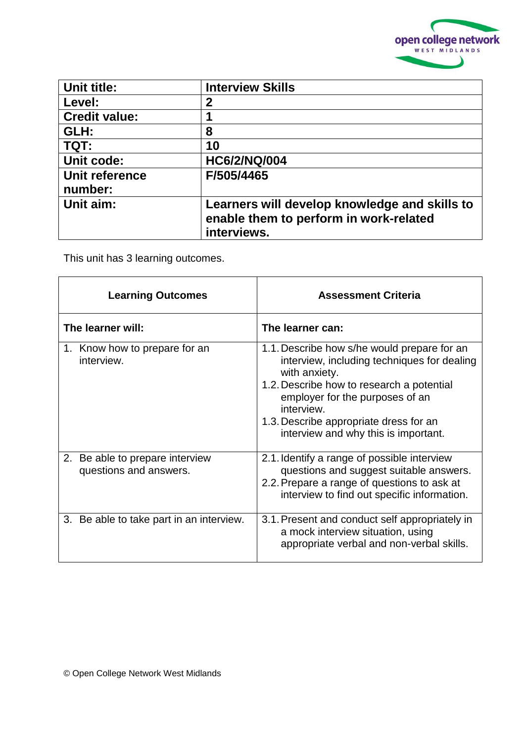| Unit title: | Interview Skills |
|---|---|
| Level: | 2 |
| Credit value: | 1 |
| GLH: | 8 |
| TQT: | 10 |
| Unit code: | HC6/2/NQ/004 |
| Unit reference number: | F/505/4465 |
| Unit aim: | Learners will develop knowledge and skills to enable them to perform in work-related interviews. |

This unit has 3 learning outcomes.

| Learning Outcomes | Assessment Criteria |
|---|---|
| **The learner will:** | **The learner can:** |
| 1. Know how to prepare for an interview. | 1.1. Describe how s/he would prepare for an interview, including techniques for dealing with anxiety.<br>1.2. Describe how to research a potential employer for the purposes of an interview.<br>1.3. Describe appropriate dress for an interview and why this is important. |
| 2. Be able to prepare interview questions and answers. | 2.1. Identify a range of possible interview questions and suggest suitable answers.<br>2.2. Prepare a range of questions to ask at interview to find out specific information. |
| 3. Be able to take part in an interview. | 3.1. Present and conduct self appropriately in a mock interview situation, using appropriate verbal and non-verbal skills. |

© Open College Network West Midlands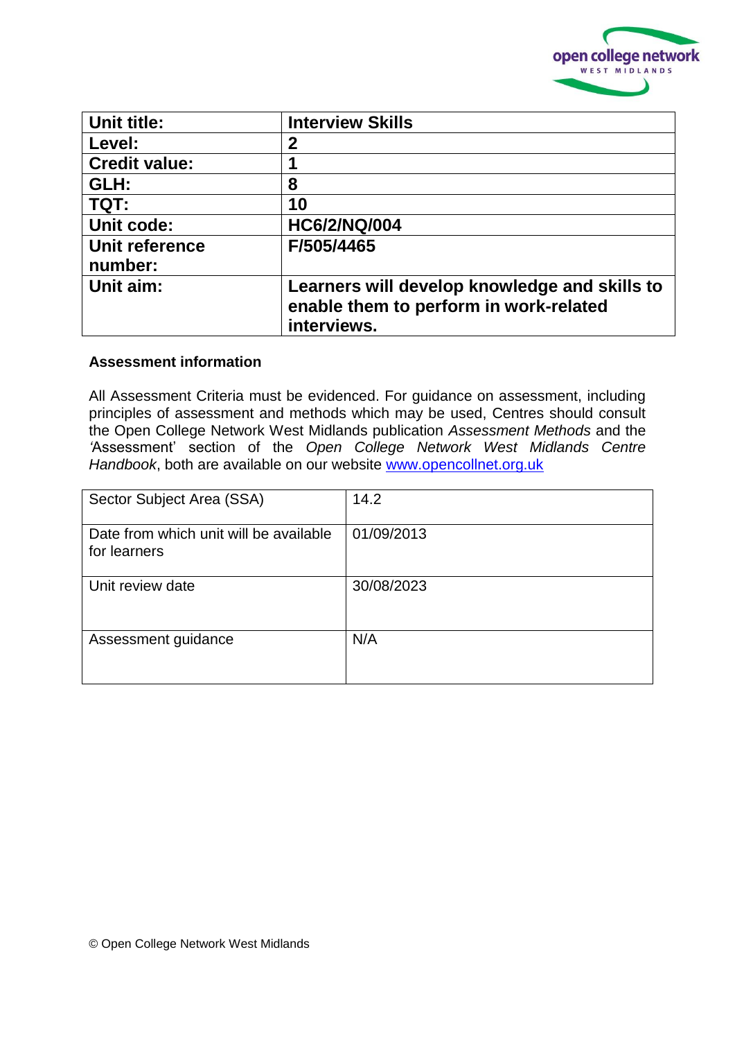| | |
|---|---|
| **Unit title:** | **Interview Skills** |
| **Level:** | **2** |
| **Credit value:** | **1** |
| **GLH:** | **8** |
| **TQT:** | **10** |
| **Unit code:** | **HC6/2/NQ/004** |
| **Unit reference number:** | **F/505/4465** |
| **Unit aim:** | **Learners will develop knowledge and skills to enable them to perform in work-related interviews.** |

**Assessment information**

All Assessment Criteria must be evidenced. For guidance on assessment, including principles of assessment and methods which may be used, Centres should consult the Open College Network West Midlands publication *Assessment Methods* and the 'Assessment' section of the *Open College Network West Midlands Centre Handbook*, both are available on our website www.opencollnet.org.uk

| | |
|---|---|
| Sector Subject Area (SSA) | 14.2 |
| Date from which unit will be available for learners | 01/09/2013 |
| Unit review date | 30/08/2023 |
| Assessment guidance | N/A |

© Open College Network West Midlands